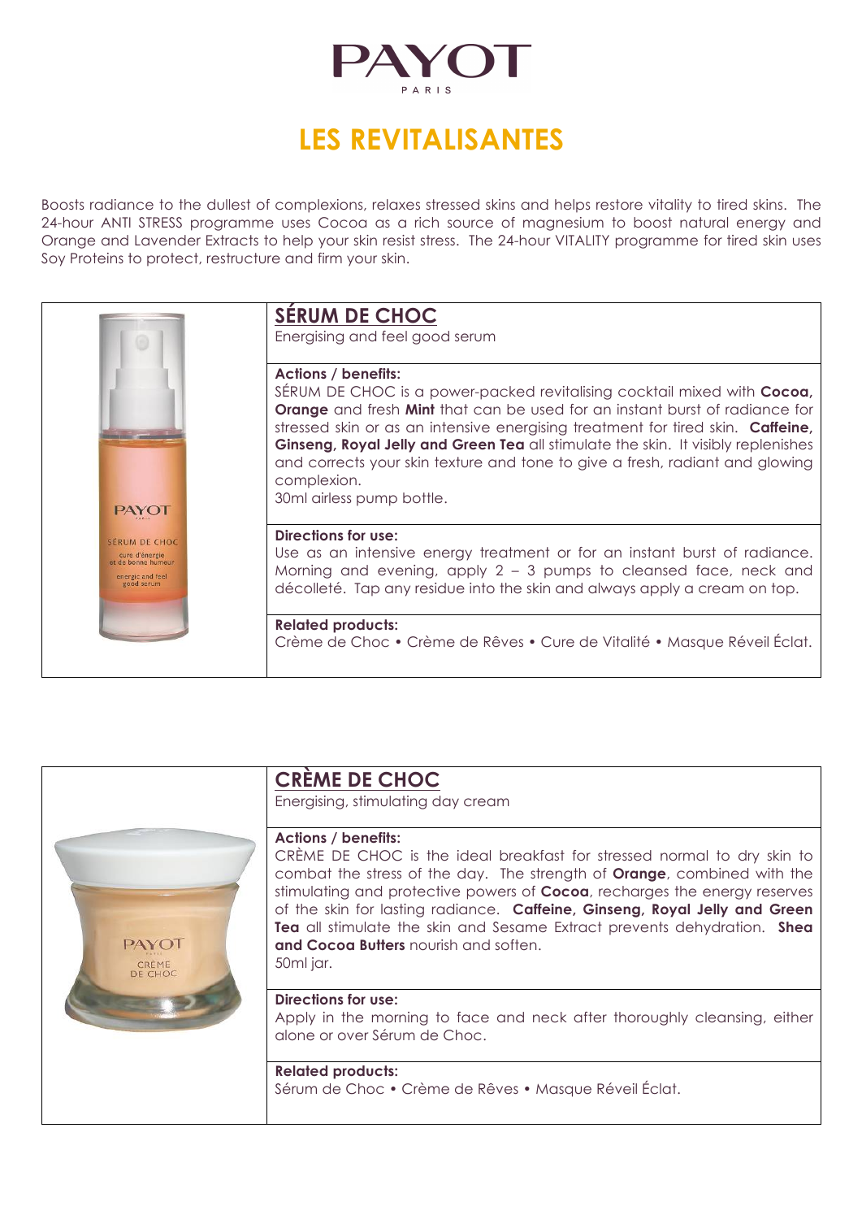# PAYOT
PARIS

## LES REVITALISANTES

Boosts radiance to the dullest of complexions, relaxes stressed skins and helps restore vitality to tired skins. The 24-hour ANTI STRESS programme uses Cocoa as a rich source of magnesium to boost natural energy and Orange and Lavender Extracts to help your skin resist stress. The 24-hour VITALITY programme for tired skin uses Soy Proteins to protect, restructure and firm your skin.

### SÉRUM DE CHOC

Energising and feel good serum

**Actions / benefits:**
SÉRUM DE CHOC is a power-packed revitalising cocktail mixed with **Cocoa, Orange** and fresh **Mint** that can be used for an instant burst of radiance for stressed skin or as an intensive energising treatment for tired skin. **Caffeine, Ginseng, Royal Jelly and Green Tea** all stimulate the skin. It visibly replenishes and corrects your skin texture and tone to give a fresh, radiant and glowing complexion.
30ml airless pump bottle.

**Directions for use:**
Use as an intensive energy treatment or for an instant burst of radiance. Morning and evening, apply 2 – 3 pumps to cleansed face, neck and décolleté. Tap any residue into the skin and always apply a cream on top.

**Related products:**
Crème de Choc • Crème de Rêves • Cure de Vitalité • Masque Réveil Éclat.

### CRÈME DE CHOC

Energising, stimulating day cream

**Actions / benefits:**
CRÈME DE CHOC is the ideal breakfast for stressed normal to dry skin to combat the stress of the day. The strength of **Orange**, combined with the stimulating and protective powers of **Cocoa**, recharges the energy reserves of the skin for lasting radiance. **Caffeine, Ginseng, Royal Jelly and Green Tea** all stimulate the skin and Sesame Extract prevents dehydration. **Shea and Cocoa Butters** nourish and soften.
50ml jar.

**Directions for use:**
Apply in the morning to face and neck after thoroughly cleansing, either alone or over Sérum de Choc.

**Related products:**
Sérum de Choc • Crème de Rêves • Masque Réveil Éclat.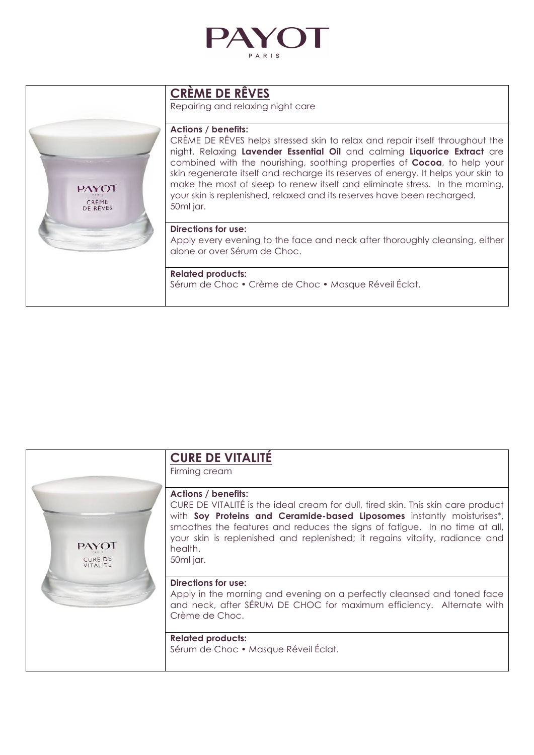# PAYOT

PARIS

## CRÈME DE RÊVES

Repairing and relaxing night care

**Actions / benefits:**

CRÈME DE RÊVES helps stressed skin to relax and repair itself throughout the night. Relaxing **Lavender Essential Oil** and calming **Liquorice Extract** are combined with the nourishing, soothing properties of **Cocoa**, to help your skin regenerate itself and recharge its reserves of energy. It helps your skin to make the most of sleep to renew itself and eliminate stress. In the morning, your skin is replenished, relaxed and its reserves have been recharged.
50ml jar.

**Directions for use:**

Apply every evening to the face and neck after thoroughly cleansing, either alone or over Sérum de Choc.

**Related products:**

Sérum de Choc • Crème de Choc • Masque Réveil Éclat.

## CURE DE VITALITÉ

Firming cream

**Actions / benefits:**

CURE DE VITALITÉ is the ideal cream for dull, tired skin. This skin care product with **Soy Proteins and Ceramide-based Liposomes** instantly moisturises*, smoothes the features and reduces the signs of fatigue. In no time at all, your skin is replenished and replenished; it regains vitality, radiance and health.
50ml jar.

**Directions for use:**

Apply in the morning and evening on a perfectly cleansed and toned face and neck, after SÉRUM DE CHOC for maximum efficiency. Alternate with Crème de Choc.

**Related products:**

Sérum de Choc • Masque Réveil Éclat.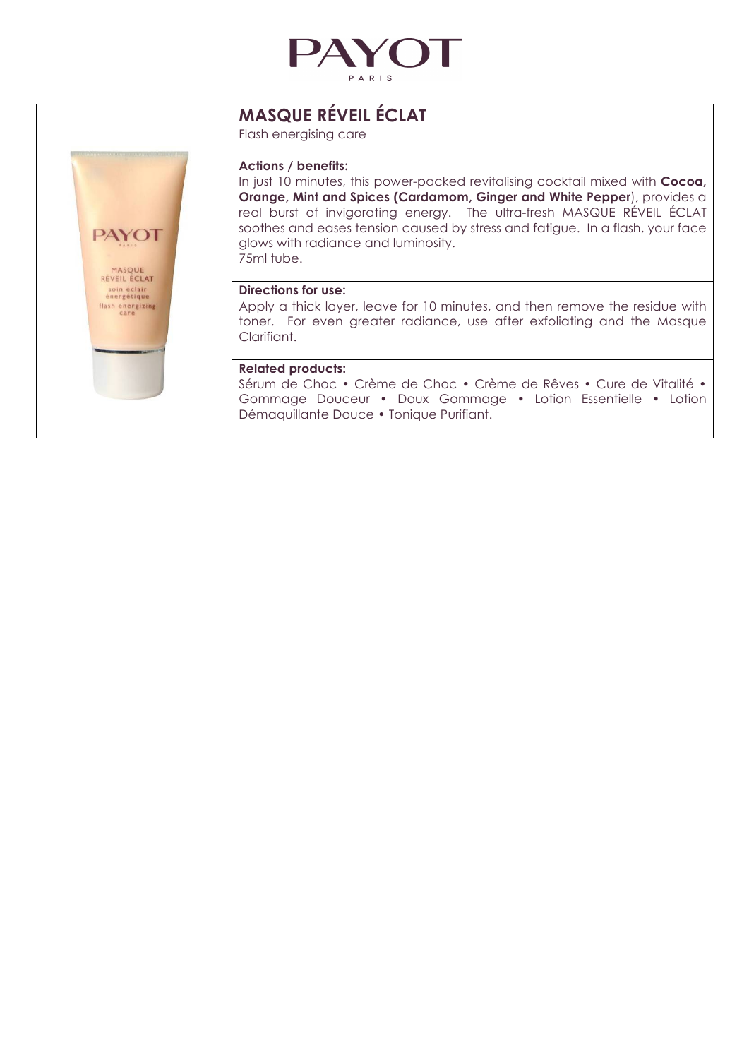PAYOT
PARIS

## MASQUE RÉVEIL ÉCLAT

Flash energising care

**Actions / benefits:**
In just 10 minutes, this power-packed revitalising cocktail mixed with **Cocoa, Orange, Mint and Spices (Cardamom, Ginger and White Pepper)**, provides a real burst of invigorating energy. The ultra-fresh MASQUE RÉVEIL ÉCLAT soothes and eases tension caused by stress and fatigue. In a flash, your face glows with radiance and luminosity.
75ml tube.

**Directions for use:**
Apply a thick layer, leave for 10 minutes, and then remove the residue with toner. For even greater radiance, use after exfoliating and the Masque Clarifiant.

**Related products:**
Sérum de Choc • Crème de Choc • Crème de Rêves • Cure de Vitalité • Gommage Douceur • Doux Gommage • Lotion Essentielle • Lotion Démaquillante Douce • Tonique Purifiant.